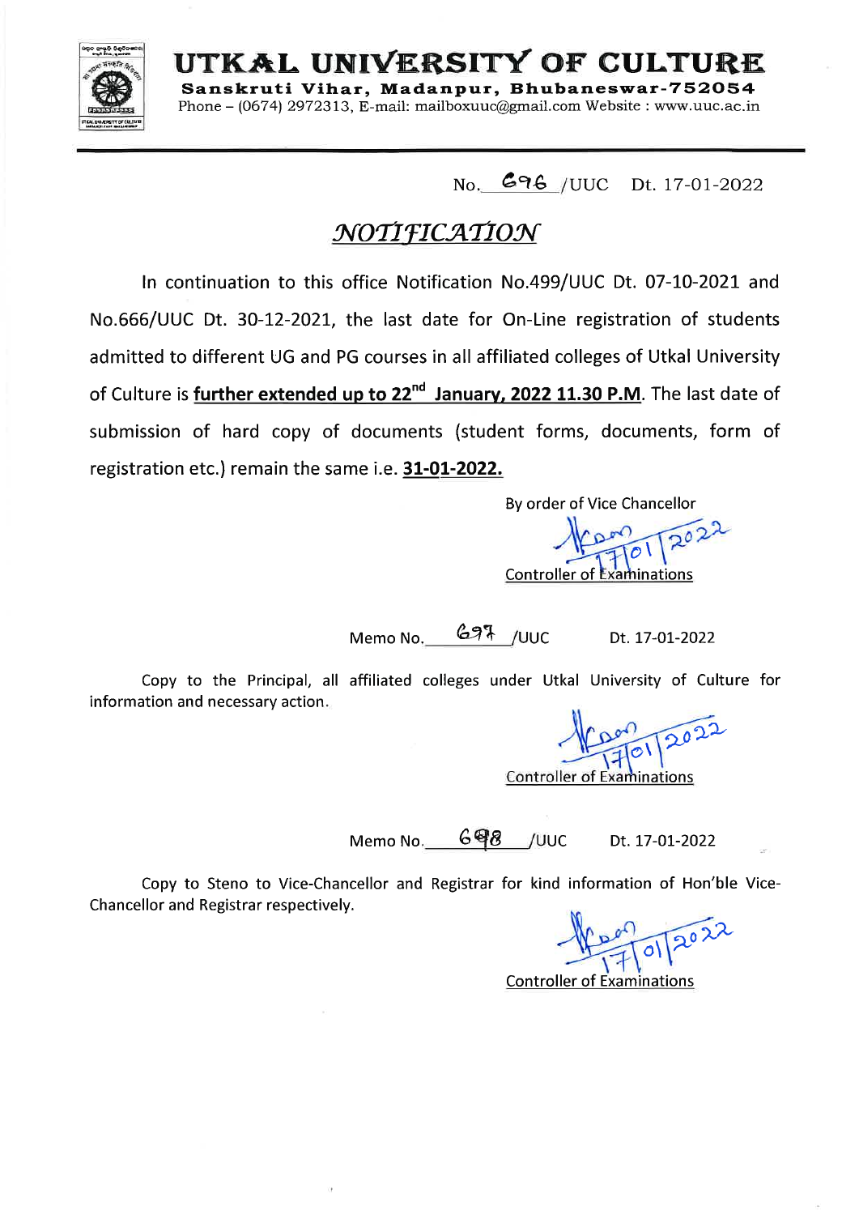# UTKAL UNIVERSITY OF CULTURE

**Sanskruti Vihar, Madanpur, Bhubaneswar-752054**

Phone – (0674) 2972313, E-mail: mailboxuuc@gmail.com Website : www.uuc.ac.in

No. 696 /UUC Dt. 17-01-2022

## *NOTIFICATION*

In continuation to this office Notification No.499/UUC Dt. 07-10-2021 and No.666/UUC Dt. 30-12-2021, the last date for On-Line registration of students admitted to different UG and PG courses in all affiliated colleges of Utkal University of Culture is **further extended up to 22nd January, 2022 11.30 P.M**. The last date of submission of hard copy of documents (student forms, documents, form of registration etc.) remain the same i.e. **31-01-2022.**

By order of Vice Chancellor

17/01/2022

Controller of Examinations

Memo No. 697 /UUC Dt. 17-01-2022

Copy to the Principal, all affiliated colleges under Utkal University of Culture for information and necessary action.

17/01/2022

Controller of Examinations

Memo No. 698 /UUC Dt. 17-01-2022

Copy to Steno to Vice-Chancellor and Registrar for kind information of Hon'ble Vice-Chancellor and Registrar respectively.

17/01/2022

Controller of Examinations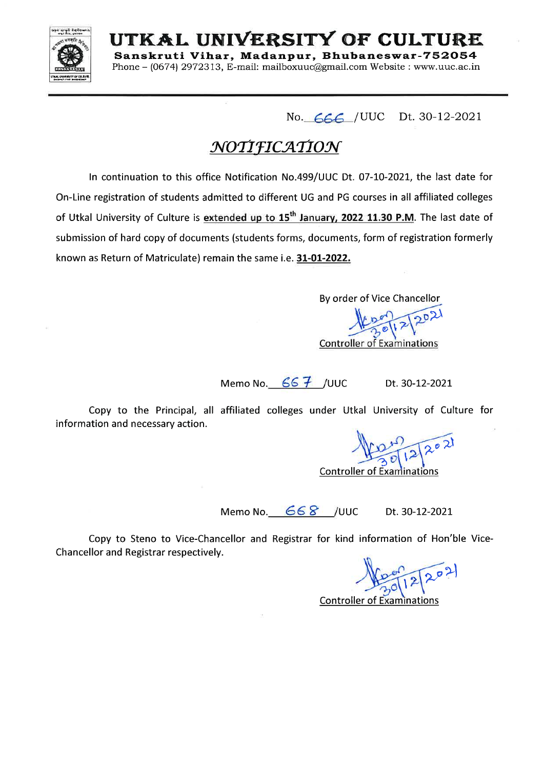# UTKAL UNIVERSITY OF CULTURE

**Sanskruti Vihar, Madanpur, Bhubaneswar-752054**

Phone – (0674) 2972313, E-mail: mailboxuuc@gmail.com Website : www.uuc.ac.in

No. 666 /UUC Dt. 30-12-2021

## *NOTIFICATION*

In continuation to this office Notification No.499/UUC Dt. 07-10-2021, the last date for On-Line registration of students admitted to different UG and PG courses in all affiliated colleges of Utkal University of Culture is **extended up to 15th January, 2022 11.30 P.M**. The last date of submission of hard copy of documents (students forms, documents, form of registration formerly known as Return of Matriculate) remain the same i.e. **31-01-2022.**

By order of Vice Chancellor

Sd/- 30/12/2021

Controller of Examinations

Memo No. 667 /UUC Dt. 30-12-2021

Copy to the Principal, all affiliated colleges under Utkal University of Culture for information and necessary action.

Sd/- 30/12/2021

Controller of Examinations

Memo No. 668 /UUC Dt. 30-12-2021

Copy to Steno to Vice-Chancellor and Registrar for kind information of Hon'ble Vice-Chancellor and Registrar respectively.

Sd/- 30/12/2021

Controller of Examinations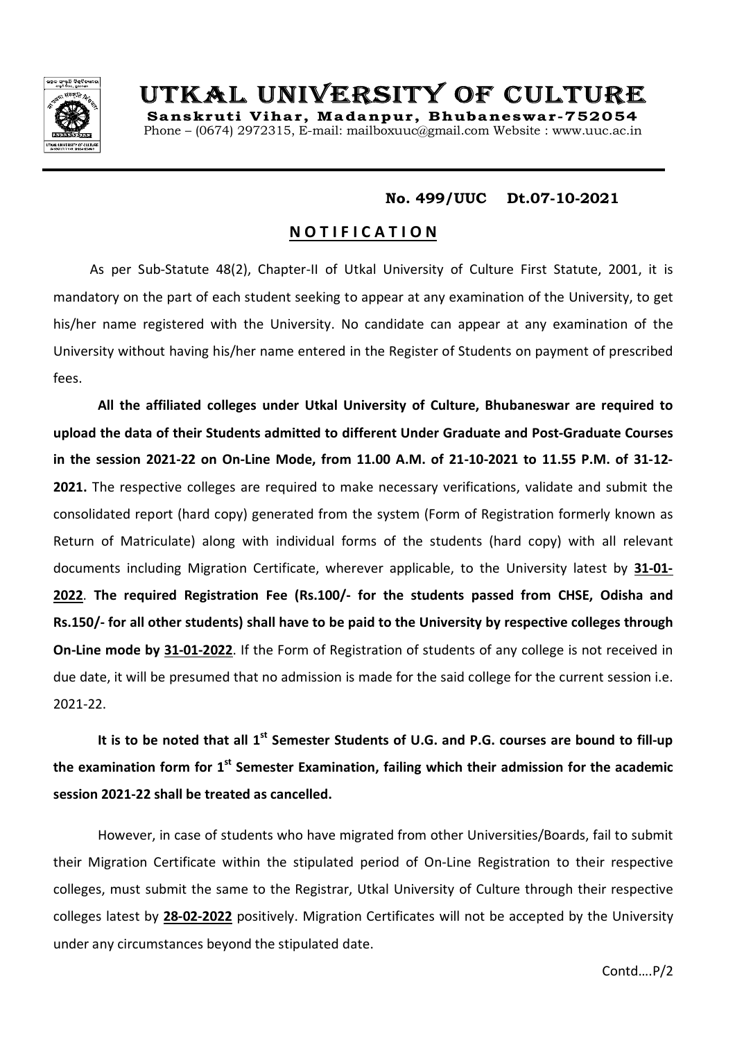# UTKAL UNIVERSITY OF CULTURE

**Sanskruti Vihar, Madanpur, Bhubaneswar-752054**

Phone – (0674) 2972315, E-mail: mailboxuuc@gmail.com Website : www.uuc.ac.in

**No. 499/UUC Dt.07-10-2021**

## N O T I F I C A T I O N

As per Sub-Statute 48(2), Chapter-II of Utkal University of Culture First Statute, 2001, it is mandatory on the part of each student seeking to appear at any examination of the University, to get his/her name registered with the University. No candidate can appear at any examination of the University without having his/her name entered in the Register of Students on payment of prescribed fees.

**All the affiliated colleges under Utkal University of Culture, Bhubaneswar are required to upload the data of their Students admitted to different Under Graduate and Post-Graduate Courses in the session 2021-22 on On-Line Mode, from 11.00 A.M. of 21-10-2021 to 11.55 P.M. of 31-12-2021.** The respective colleges are required to make necessary verifications, validate and submit the consolidated report (hard copy) generated from the system (Form of Registration formerly known as Return of Matriculate) along with individual forms of the students (hard copy) with all relevant documents including Migration Certificate, wherever applicable, to the University latest by **31-01-2022**. **The required Registration Fee (Rs.100/- for the students passed from CHSE, Odisha and Rs.150/- for all other students) shall have to be paid to the University by respective colleges through On-Line mode by 31-01-2022**. If the Form of Registration of students of any college is not received in due date, it will be presumed that no admission is made for the said college for the current session i.e. 2021-22.

**It is to be noted that all 1st Semester Students of U.G. and P.G. courses are bound to fill-up the examination form for 1st Semester Examination, failing which their admission for the academic session 2021-22 shall be treated as cancelled.**

However, in case of students who have migrated from other Universities/Boards, fail to submit their Migration Certificate within the stipulated period of On-Line Registration to their respective colleges, must submit the same to the Registrar, Utkal University of Culture through their respective colleges latest by **28-02-2022** positively. Migration Certificates will not be accepted by the University under any circumstances beyond the stipulated date.

Contd….P/2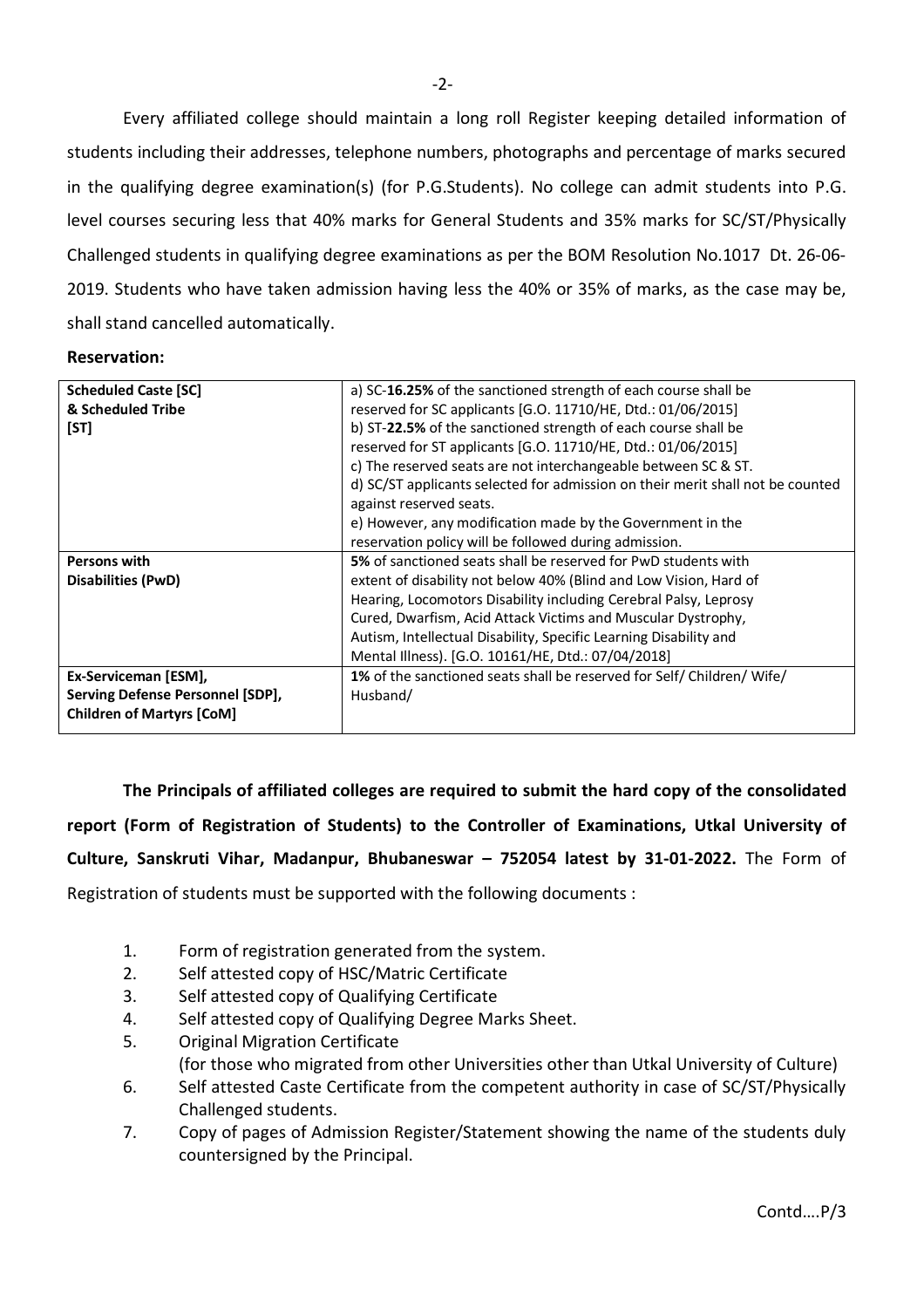Every affiliated college should maintain a long roll Register keeping detailed information of students including their addresses, telephone numbers, photographs and percentage of marks secured in the qualifying degree examination(s) (for P.G.Students). No college can admit students into P.G. level courses securing less that 40% marks for General Students and 35% marks for SC/ST/Physically Challenged students in qualifying degree examinations as per the BOM Resolution No.1017 Dt. 26-06-2019. Students who have taken admission having less the 40% or 35% of marks, as the case may be, shall stand cancelled automatically.

**Reservation:**

| | |
|---|---|
| **Scheduled Caste [SC] & Scheduled Tribe [ST]** | a) SC-**16.25%** of the sanctioned strength of each course shall be reserved for SC applicants [G.O. 11710/HE, Dtd.: 01/06/2015]<br>b) ST-**22.5%** of the sanctioned strength of each course shall be reserved for ST applicants [G.O. 11710/HE, Dtd.: 01/06/2015]<br>c) The reserved seats are not interchangeable between SC & ST.<br>d) SC/ST applicants selected for admission on their merit shall not be counted against reserved seats.<br>e) However, any modification made by the Government in the reservation policy will be followed during admission. |
| **Persons with Disabilities (PwD)** | **5%** of sanctioned seats shall be reserved for PwD students with extent of disability not below 40% (Blind and Low Vision, Hard of Hearing, Locomotors Disability including Cerebral Palsy, Leprosy Cured, Dwarfism, Acid Attack Victims and Muscular Dystrophy, Autism, Intellectual Disability, Specific Learning Disability and Mental Illness). [G.O. 10161/HE, Dtd.: 07/04/2018] |
| **Ex-Serviceman [ESM], Serving Defense Personnel [SDP], Children of Martyrs [CoM]** | **1%** of the sanctioned seats shall be reserved for Self/ Children/ Wife/ Husband/ |

**The Principals of affiliated colleges are required to submit the hard copy of the consolidated report (Form of Registration of Students) to the Controller of Examinations, Utkal University of Culture, Sanskruti Vihar, Madanpur, Bhubaneswar – 752054 latest by 31-01-2022.** The Form of Registration of students must be supported with the following documents :

1. Form of registration generated from the system.
2. Self attested copy of HSC/Matric Certificate
3. Self attested copy of Qualifying Certificate
4. Self attested copy of Qualifying Degree Marks Sheet.
5. Original Migration Certificate
   (for those who migrated from other Universities other than Utkal University of Culture)
6. Self attested Caste Certificate from the competent authority in case of SC/ST/Physically Challenged students.
7. Copy of pages of Admission Register/Statement showing the name of the students duly countersigned by the Principal.

Contd….P/3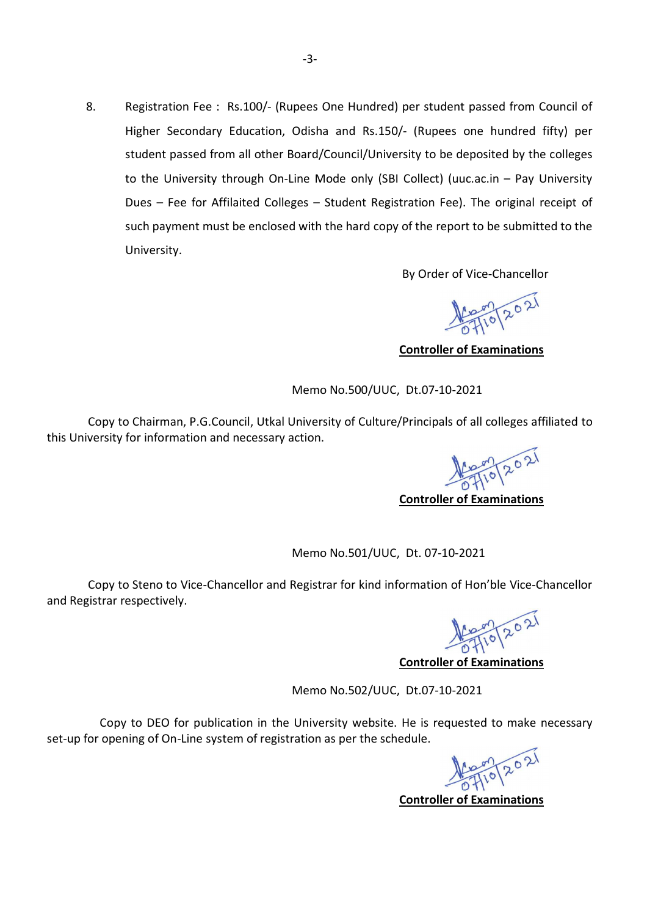8. Registration Fee : Rs.100/- (Rupees One Hundred) per student passed from Council of Higher Secondary Education, Odisha and Rs.150/- (Rupees one hundred fifty) per student passed from all other Board/Council/University to be deposited by the colleges to the University through On-Line Mode only (SBI Collect) (uuc.ac.in – Pay University Dues – Fee for Affilaited Colleges – Student Registration Fee). The original receipt of such payment must be enclosed with the hard copy of the report to be submitted to the University.

By Order of Vice-Chancellor

07/10/2021

**Controller of Examinations**

Memo No.500/UUC, Dt.07-10-2021

Copy to Chairman, P.G.Council, Utkal University of Culture/Principals of all colleges affiliated to this University for information and necessary action.

07/10/2021

**Controller of Examinations**

Memo No.501/UUC, Dt. 07-10-2021

Copy to Steno to Vice-Chancellor and Registrar for kind information of Hon'ble Vice-Chancellor and Registrar respectively.

07/10/2021

**Controller of Examinations**

Memo No.502/UUC, Dt.07-10-2021

Copy to DEO for publication in the University website. He is requested to make necessary set-up for opening of On-Line system of registration as per the schedule.

07/10/2021

**Controller of Examinations**